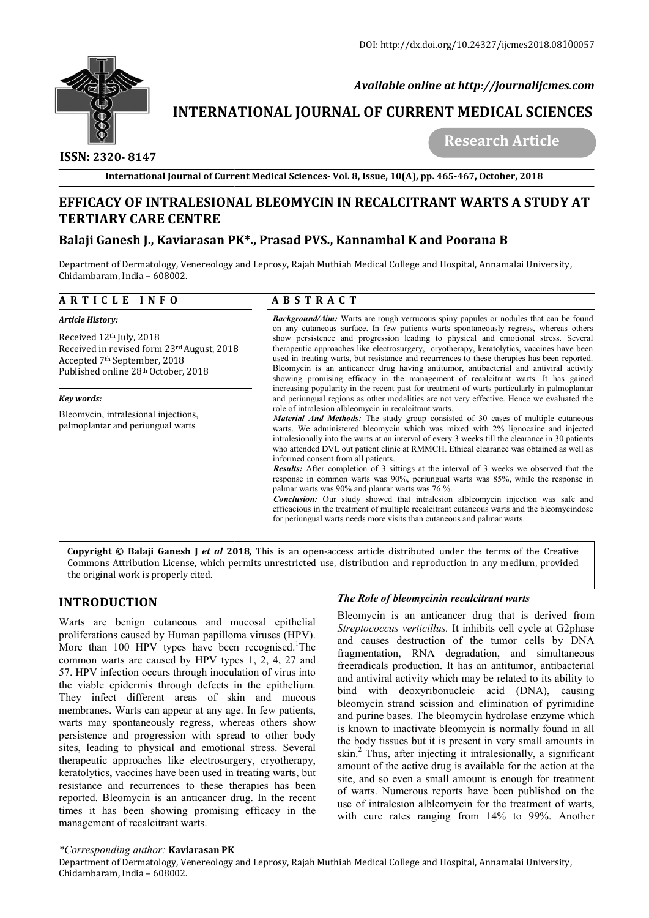DOI: http://dx.doi.org/10.24327/ijcmes2018.08100057

*Available online at http://journalijcmes.com*

**INTERNATIONAL JOURNAL OF CURRENT MEDICAL SCIENCES**

**ISSN: 2320- 8147**

**Research Article**

# EFFICACY OF INTRALESIONAL BLEOMYCIN IN RECALCITRANT WARTS A STUDY AT TERTIARY CARE CENTRE

**Balaji Ganesh J., Kaviarasan PK\*., Prasad PVS., Kannambal K and Poorana B**

Department of Dermatology, Venereology and Leprosy, Rajah Muthiah Medical College and Hospital, Annamalai University, Chidambaram, India – 608002.

## ARTICLE INFO

*Article History:*

Received 12th July, 2018
Received in revised form 23rd August, 2018
Accepted 7th September, 2018
Published online 28th October, 2018

*Key words:*

Bleomycin, intralesional injections, palmoplantar and periungual warts

## ABSTRACT

***Background/Aim:*** Warts are rough verrucous spiny papules or nodules that can be found on any cutaneous surface. In few patients warts spontaneously regress, whereas others show persistence and progression leading to physical and emotional stress. Several therapeutic approaches like electrosurgery, cryotherapy, keratolytics, vaccines have been used in treating warts, but resistance and recurrences to these therapies has been reported. Bleomycin is an anticancer drug having antitumor, antibacterial and antiviral activity showing promising efficacy in the management of recalcitrant warts. It has gained increasing popularity in the recent past for treatment of warts particularly in palmoplantar and periungual regions as other modalities are not very effective. Hence we evaluated the role of intralesion albleomycin in recalcitrant warts.

***Material And Methods:*** The study group consisted of 30 cases of multiple cutaneous warts. We administered bleomycin which was mixed with 2% lignocaine and injected intralesionally into the warts at an interval of every 3 weeks till the clearance in 30 patients who attended DVL out patient clinic at RMMCH. Ethical clearance was obtained as well as informed consent from all patients.

***Results:*** After completion of 3 sittings at the interval of 3 weeks we observed that the response in common warts was 90%, periungual warts was 85%, while the response in palmar warts was 90% and plantar warts was 76 %.

***Conclusion:*** Our study showed that intralesion albleomycin injection was safe and efficacious in the treatment of multiple recalcitrant cutaneous warts and the bleomycindose for periungual warts needs more visits than cutaneous and palmar warts.

**Copyright © Balaji Ganesh J *et al* 2018,** This is an open-access article distributed under the terms of the Creative Commons Attribution License, which permits unrestricted use, distribution and reproduction in any medium, provided the original work is properly cited.

## INTRODUCTION

Warts are benign cutaneous and mucosal epithelial proliferations caused by Human papilloma viruses (HPV). More than 100 HPV types have been recognised.[1] The common warts are caused by HPV types 1, 2, 4, 27 and 57. HPV infection occurs through inoculation of virus into the viable epidermis through defects in the epithelium. They infect different areas of skin and mucous membranes. Warts can appear at any age. In few patients, warts may spontaneously regress, whereas others show persistence and progression with spread to other body sites, leading to physical and emotional stress. Several therapeutic approaches like electrosurgery, cryotherapy, keratolytics, vaccines have been used in treating warts, but resistance and recurrences to these therapies has been reported. Bleomycin is an anticancer drug. In the recent times it has been showing promising efficacy in the management of recalcitrant warts.

### *The Role of bleomycinin recalcitrant warts*

Bleomycin is an anticancer drug that is derived from *Streptococcus verticillus.* It inhibits cell cycle at G2phase and causes destruction of the tumor cells by DNA fragmentation, RNA degradation, and simultaneous freeradicals production. It has an antitumor, antibacterial and antiviral activity which may be related to its ability to bind with deoxyribonucleic acid (DNA), causing bleomycin strand scission and elimination of pyrimidine and purine bases. The bleomycin hydrolase enzyme which is known to inactivate bleomycin is normally found in all the body tissues but it is present in very small amounts in skin.[2] Thus, after injecting it intralesionally, a significant amount of the active drug is available for the action at the site, and so even a small amount is enough for treatment of warts. Numerous reports have been published on the use of intralesion albleomycin for the treatment of warts, with cure rates ranging from 14% to 99%. Another

---

*\*Corresponding author:* **Kaviarasan PK**
Department of Dermatology, Venereology and Leprosy, Rajah Muthiah Medical College and Hospital, Annamalai University, Chidambaram, India – 608002.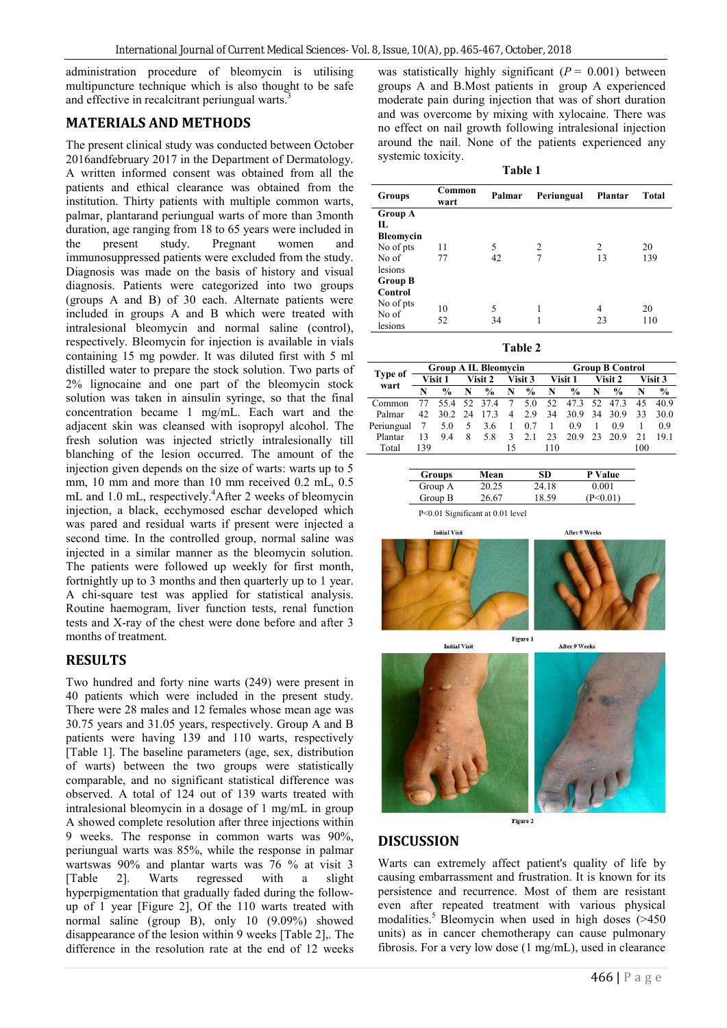administration procedure of bleomycin is utilising multipuncture technique which is also thought to be safe and effective in recalcitrant periungual warts.[3]

## MATERIALS AND METHODS

The present clinical study was conducted between October 2016andfebruary 2017 in the Department of Dermatology. A written informed consent was obtained from all the patients and ethical clearance was obtained from the institution. Thirty patients with multiple common warts, palmar, plantarand periungual warts of more than 3month duration, age ranging from 18 to 65 years were included in the present study. Pregnant women and immunosuppressed patients were excluded from the study. Diagnosis was made on the basis of history and visual diagnosis. Patients were categorized into two groups (groups A and B) of 30 each. Alternate patients were included in groups A and B which were treated with intralesional bleomycin and normal saline (control), respectively. Bleomycin for injection is available in vials containing 15 mg powder. It was diluted first with 5 ml distilled water to prepare the stock solution. Two parts of 2% lignocaine and one part of the bleomycin stock solution was taken in ainsulin syringe, so that the final concentration became 1 mg/mL. Each wart and the adjacent skin was cleansed with isopropyl alcohol. The fresh solution was injected strictly intralesionally till blanching of the lesion occurred. The amount of the injection given depends on the size of warts: warts up to 5 mm, 10 mm and more than 10 mm received 0.2 mL, 0.5 mL and 1.0 mL, respectively.[4]After 2 weeks of bleomycin injection, a black, ecchymosed eschar developed which was pared and residual warts if present were injected a second time. In the controlled group, normal saline was injected in a similar manner as the bleomycin solution. The patients were followed up weekly for first month, fortnightly up to 3 months and then quarterly up to 1 year. A chi-square test was applied for statistical analysis. Routine haemogram, liver function tests, renal function tests and X-ray of the chest were done before and after 3 months of treatment.

## RESULTS

Two hundred and forty nine warts (249) were present in 40 patients which were included in the present study. There were 28 males and 12 females whose mean age was 30.75 years and 31.05 years, respectively. Group A and B patients were having 139 and 110 warts, respectively [Table 1]. The baseline parameters (age, sex, distribution of warts) between the two groups were statistically comparable, and no significant statistical difference was observed. A total of 124 out of 139 warts treated with intralesional bleomycin in a dosage of 1 mg/mL in group A showed complete resolution after three injections within 9 weeks. The response in common warts was 90%, periungual warts was 85%, while the response in palmar wartswas 90% and plantar warts was 76 % at visit 3 [Table 2]. Warts regressed with a slight hyperpigmentation that gradually faded during the follow-up of 1 year [Figure 2], Of the 110 warts treated with normal saline (group B), only 10 (9.09%) showed disappearance of the lesion within 9 weeks [Table 2],. The difference in the resolution rate at the end of 12 weeks was statistically highly significant ($P = 0.001$) between groups A and B.Most patients in group A experienced moderate pain during injection that was of short duration and was overcome by mixing with xylocaine. There was no effect on nail growth following intralesional injection around the nail. None of the patients experienced any systemic toxicity.

**Table 1**

| Groups | Common wart | Palmar | Periungual | Plantar | Total |
|---|---|---|---|---|---|
| **Group A IL Bleomycin** | | | | | |
| No of pts | 11 | 5 | 2 | 2 | 20 |
| No of lesions | 77 | 42 | 7 | 13 | 139 |
| **Group B Control** | | | | | |
| No of pts | 10 | 5 | 1 | 4 | 20 |
| No of lesions | 52 | 34 | 1 | 23 | 110 |

**Table 2**

| Type of wart | Group A IL Bleomycin | | | | | | Group B Control | | | | | |
|---|---|---|---|---|---|---|---|---|---|---|---|---|
| | Visit 1 | | Visit 2 | | Visit 3 | | Visit 1 | | Visit 2 | | Visit 3 | |
| | N | % | N | % | N | % | N | % | N | % | N | % |
| Common | 77 | 55.4 | 52 | 37.4 | 7 | 5.0 | 52 | 47.3 | 52 | 47.3 | 45 | 40.9 |
| Palmar | 42 | 30.2 | 24 | 17.3 | 4 | 2.9 | 34 | 30.9 | 34 | 30.9 | 33 | 30.0 |
| Periungual | 7 | 5.0 | 5 | 3.6 | 1 | 0.7 | 1 | 0.9 | 1 | 0.9 | 1 | 0.9 |
| Plantar | 13 | 9.4 | 8 | 5.8 | 3 | 2.1 | 23 | 20.9 | 23 | 20.9 | 21 | 19.1 |
| Total | 139 | | | | 15 | | 110 | | | | 100 | |

| Groups | Mean | SD | P Value |
|---|---|---|---|
| Group A | 20.25 | 24.18 | 0.001 |
| Group B | 26.67 | 18.59 | ($P<0.01$) |

$P<0.01$ Significant at 0.01 level

Initial Visit — After 9 Weeks

Figure 1

Initial Visit — After 9 Weeks

Figure 2

## DISCUSSION

Warts can extremely affect patient's quality of life by causing embarrassment and frustration. It is known for its persistence and recurrence. Most of them are resistant even after repeated treatment with various physical modalities.[5] Bleomycin when used in high doses (>450 units) as in cancer chemotherapy can cause pulmonary fibrosis. For a very low dose (1 mg/mL), used in clearance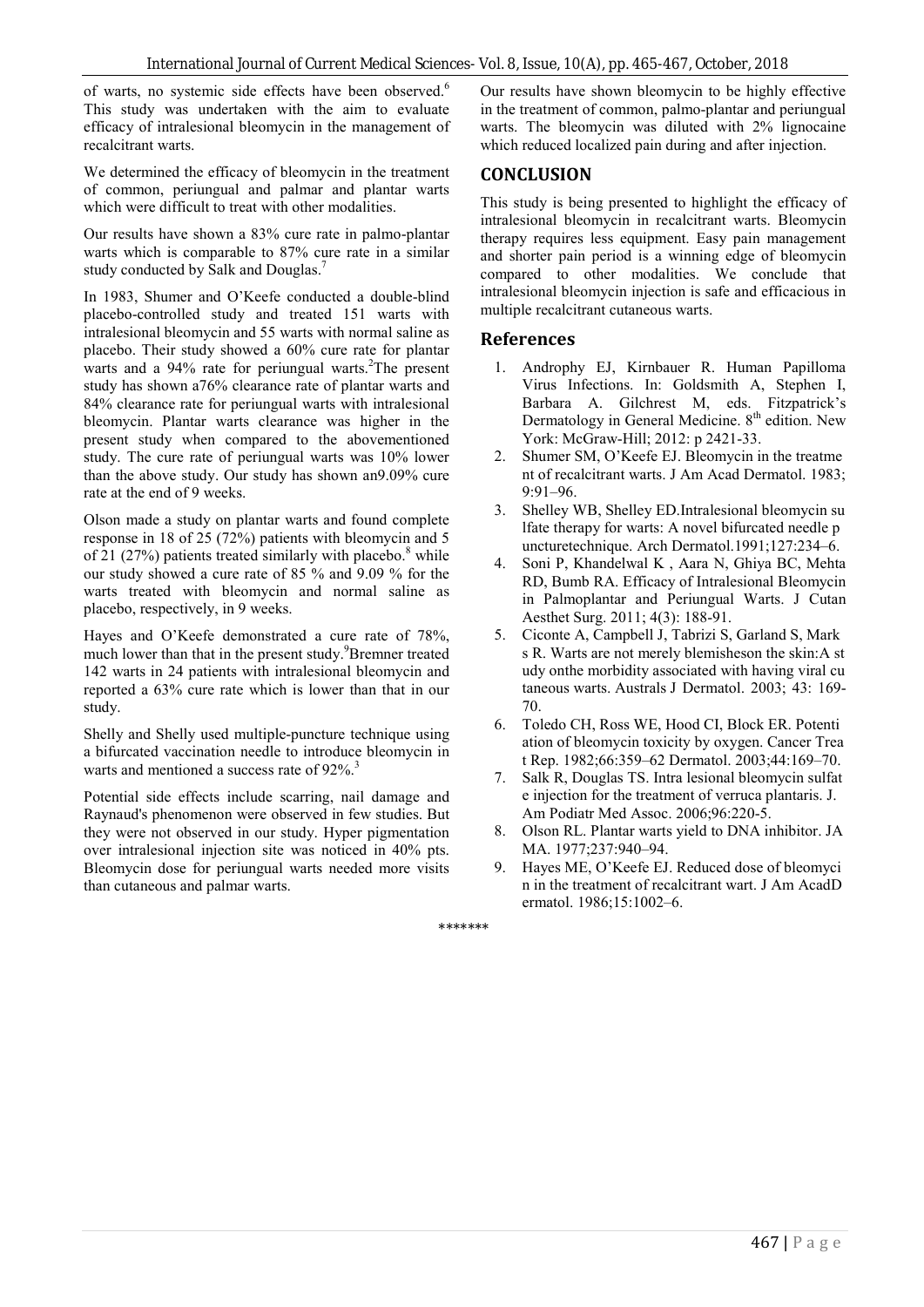of warts, no systemic side effects have been observed.[6] This study was undertaken with the aim to evaluate efficacy of intralesional bleomycin in the management of recalcitrant warts.

We determined the efficacy of bleomycin in the treatment of common, periungual and palmar and plantar warts which were difficult to treat with other modalities.

Our results have shown a 83% cure rate in palmo-plantar warts which is comparable to 87% cure rate in a similar study conducted by Salk and Douglas.[7]

In 1983, Shumer and O'Keefe conducted a double-blind placebo-controlled study and treated 151 warts with intralesional bleomycin and 55 warts with normal saline as placebo. Their study showed a 60% cure rate for plantar warts and a 94% rate for periungual warts.[2]The present study has shown a76% clearance rate of plantar warts and 84% clearance rate for periungual warts with intralesional bleomycin. Plantar warts clearance was higher in the present study when compared to the abovementioned study. The cure rate of periungual warts was 10% lower than the above study. Our study has shown an9.09% cure rate at the end of 9 weeks.

Olson made a study on plantar warts and found complete response in 18 of 25 (72%) patients with bleomycin and 5 of 21 (27%) patients treated similarly with placebo.[8] while our study showed a cure rate of 85 % and 9.09 % for the warts treated with bleomycin and normal saline as placebo, respectively, in 9 weeks.

Hayes and O'Keefe demonstrated a cure rate of 78%, much lower than that in the present study.[9]Bremner treated 142 warts in 24 patients with intralesional bleomycin and reported a 63% cure rate which is lower than that in our study.

Shelly and Shelly used multiple-puncture technique using a bifurcated vaccination needle to introduce bleomycin in warts and mentioned a success rate of 92%.[3]

Potential side effects include scarring, nail damage and Raynaud's phenomenon were observed in few studies. But they were not observed in our study. Hyper pigmentation over intralesional injection site was noticed in 40% pts. Bleomycin dose for periungual warts needed more visits than cutaneous and palmar warts.

Our results have shown bleomycin to be highly effective in the treatment of common, palmo-plantar and periungual warts. The bleomycin was diluted with 2% lignocaine which reduced localized pain during and after injection.

## CONCLUSION

This study is being presented to highlight the efficacy of intralesional bleomycin in recalcitrant warts. Bleomycin therapy requires less equipment. Easy pain management and shorter pain period is a winning edge of bleomycin compared to other modalities. We conclude that intralesional bleomycin injection is safe and efficacious in multiple recalcitrant cutaneous warts.

## References

1. Androphy EJ, Kirnbauer R. Human Papilloma Virus Infections. In: Goldsmith A, Stephen I, Barbara A. Gilchrest M, eds. Fitzpatrick's Dermatology in General Medicine. 8th edition. New York: McGraw-Hill; 2012: p 2421-33.
2. Shumer SM, O'Keefe EJ. Bleomycin in the treatme nt of recalcitrant warts. J Am Acad Dermatol. 1983; 9:91–96.
3. Shelley WB, Shelley ED.Intralesional bleomycin su lfate therapy for warts: A novel bifurcated needle p uncturetechnique. Arch Dermatol.1991;127:234–6.
4. Soni P, Khandelwal K , Aara N, Ghiya BC, Mehta RD, Bumb RA. Efficacy of Intralesional Bleomycin in Palmoplantar and Periungual Warts. J Cutan Aesthet Surg. 2011; 4(3): 188-91.
5. Ciconte A, Campbell J, Tabrizi S, Garland S, Mark s R. Warts are not merely blemisheson the skin:A st udy onthe morbidity associated with having viral cu taneous warts. Australs J Dermatol. 2003; 43: 169-70.
6. Toledo CH, Ross WE, Hood CI, Block ER. Potenti ation of bleomycin toxicity by oxygen. Cancer Trea t Rep. 1982;66:359–62 Dermatol. 2003;44:169–70.
7. Salk R, Douglas TS. Intra lesional bleomycin sulfat e injection for the treatment of verruca plantaris. J. Am Podiatr Med Assoc. 2006;96:220-5.
8. Olson RL. Plantar warts yield to DNA inhibitor. JA MA. 1977;237:940–94.
9. Hayes ME, O'Keefe EJ. Reduced dose of bleomyci n in the treatment of recalcitrant wart. J Am AcadD ermatol. 1986;15:1002–6.

*******